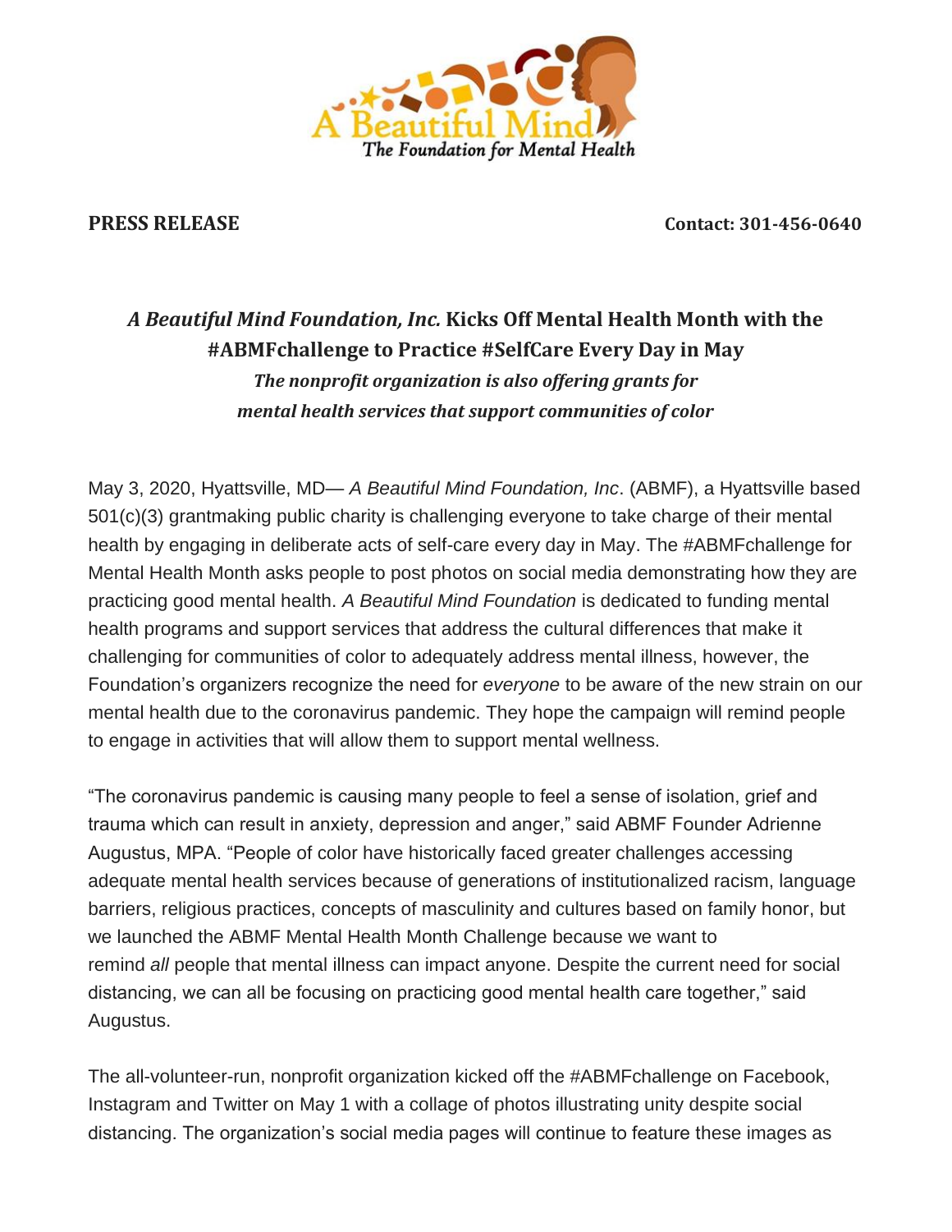A Beautiful Mind
*The Foundation for Mental Health*

**PRESS RELEASE** **Contact: 301-456-0640**

## ***A Beautiful Mind Foundation, Inc.*** **Kicks Off Mental Health Month with the #ABMFchallenge to Practice #SelfCare Every Day in May**

***The nonprofit organization is also offering grants for mental health services that support communities of color***

May 3, 2020, Hyattsville, MD— *A Beautiful Mind Foundation, Inc*. (ABMF), a Hyattsville based 501(c)(3) grantmaking public charity is challenging everyone to take charge of their mental health by engaging in deliberate acts of self-care every day in May. The #ABMFchallenge for Mental Health Month asks people to post photos on social media demonstrating how they are practicing good mental health. *A Beautiful Mind Foundation* is dedicated to funding mental health programs and support services that address the cultural differences that make it challenging for communities of color to adequately address mental illness, however, the Foundation's organizers recognize the need for *everyone* to be aware of the new strain on our mental health due to the coronavirus pandemic. They hope the campaign will remind people to engage in activities that will allow them to support mental wellness.

"The coronavirus pandemic is causing many people to feel a sense of isolation, grief and trauma which can result in anxiety, depression and anger," said ABMF Founder Adrienne Augustus, MPA. "People of color have historically faced greater challenges accessing adequate mental health services because of generations of institutionalized racism, language barriers, religious practices, concepts of masculinity and cultures based on family honor, but we launched the ABMF Mental Health Month Challenge because we want to remind *all* people that mental illness can impact anyone. Despite the current need for social distancing, we can all be focusing on practicing good mental health care together," said Augustus.

The all-volunteer-run, nonprofit organization kicked off the #ABMFchallenge on Facebook, Instagram and Twitter on May 1 with a collage of photos illustrating unity despite social distancing. The organization's social media pages will continue to feature these images as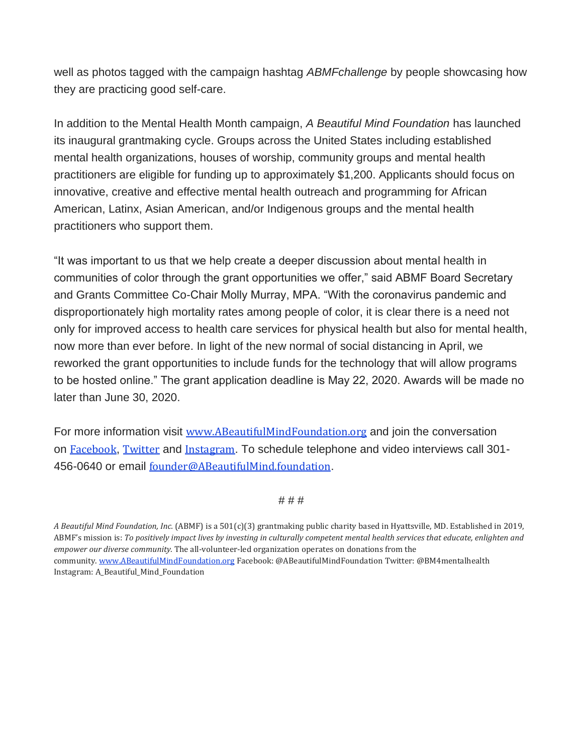well as photos tagged with the campaign hashtag *ABMFchallenge* by people showcasing how they are practicing good self-care.

In addition to the Mental Health Month campaign, *A Beautiful Mind Foundation* has launched its inaugural grantmaking cycle. Groups across the United States including established mental health organizations, houses of worship, community groups and mental health practitioners are eligible for funding up to approximately $1,200. Applicants should focus on innovative, creative and effective mental health outreach and programming for African American, Latinx, Asian American, and/or Indigenous groups and the mental health practitioners who support them.

"It was important to us that we help create a deeper discussion about mental health in communities of color through the grant opportunities we offer," said ABMF Board Secretary and Grants Committee Co-Chair Molly Murray, MPA. "With the coronavirus pandemic and disproportionately high mortality rates among people of color, it is clear there is a need not only for improved access to health care services for physical health but also for mental health, now more than ever before. In light of the new normal of social distancing in April, we reworked the grant opportunities to include funds for the technology that will allow programs to be hosted online." The grant application deadline is May 22, 2020. Awards will be made no later than June 30, 2020.

For more information visit [www.ABeautifulMindFoundation.org](www.ABeautifulMindFoundation.org) and join the conversation on [Facebook](), [Twitter]() and [Instagram](). To schedule telephone and video interviews call 301-456-0640 or email [founder@ABeautifulMind.foundation](mailto:founder@ABeautifulMind.foundation).

# # #

*A Beautiful Mind Foundation, Inc.* (ABMF) is a 501(c)(3) grantmaking public charity based in Hyattsville, MD. Established in 2019, ABMF's mission is: *To positively impact lives by investing in culturally competent mental health services that educate, enlighten and empower our diverse community.* The all-volunteer-led organization operates on donations from the community. [www.ABeautifulMindFoundation.org](www.ABeautifulMindFoundation.org) Facebook: @ABeautifulMindFoundation Twitter: @BM4mentalhealth Instagram: A_Beautiful_Mind_Foundation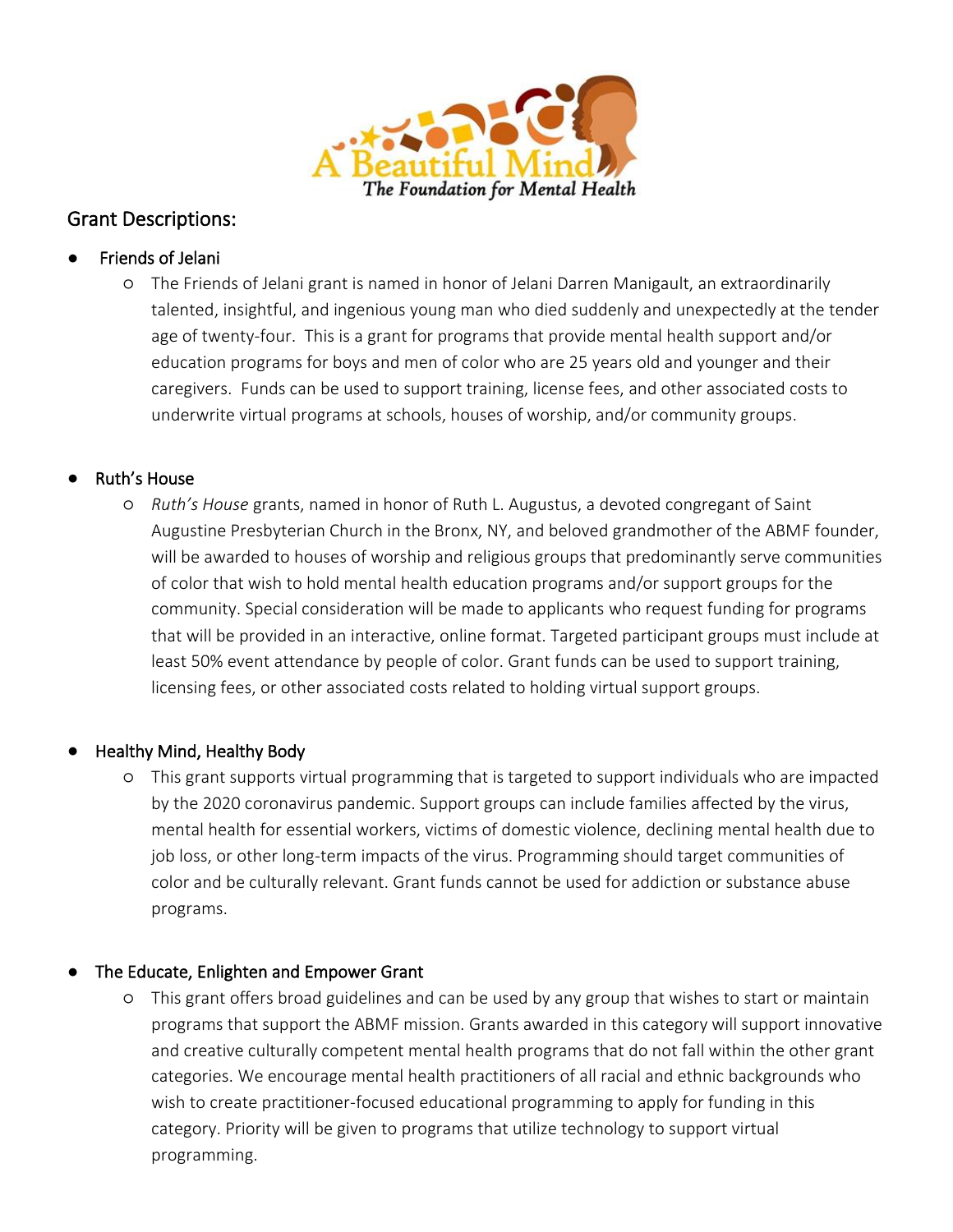A Beautiful Mind
*The Foundation for Mental Health*

## Grant Descriptions:

- Friends of Jelani
  - The Friends of Jelani grant is named in honor of Jelani Darren Manigault, an extraordinarily talented, insightful, and ingenious young man who died suddenly and unexpectedly at the tender age of twenty-four. This is a grant for programs that provide mental health support and/or education programs for boys and men of color who are 25 years old and younger and their caregivers. Funds can be used to support training, license fees, and other associated costs to underwrite virtual programs at schools, houses of worship, and/or community groups.

- Ruth's House
  - *Ruth's House* grants, named in honor of Ruth L. Augustus, a devoted congregant of Saint Augustine Presbyterian Church in the Bronx, NY, and beloved grandmother of the ABMF founder, will be awarded to houses of worship and religious groups that predominantly serve communities of color that wish to hold mental health education programs and/or support groups for the community. Special consideration will be made to applicants who request funding for programs that will be provided in an interactive, online format. Targeted participant groups must include at least 50% event attendance by people of color. Grant funds can be used to support training, licensing fees, or other associated costs related to holding virtual support groups.

- Healthy Mind, Healthy Body
  - This grant supports virtual programming that is targeted to support individuals who are impacted by the 2020 coronavirus pandemic. Support groups can include families affected by the virus, mental health for essential workers, victims of domestic violence, declining mental health due to job loss, or other long-term impacts of the virus. Programming should target communities of color and be culturally relevant. Grant funds cannot be used for addiction or substance abuse programs.

- The Educate, Enlighten and Empower Grant
  - This grant offers broad guidelines and can be used by any group that wishes to start or maintain programs that support the ABMF mission. Grants awarded in this category will support innovative and creative culturally competent mental health programs that do not fall within the other grant categories. We encourage mental health practitioners of all racial and ethnic backgrounds who wish to create practitioner-focused educational programming to apply for funding in this category. Priority will be given to programs that utilize technology to support virtual programming.